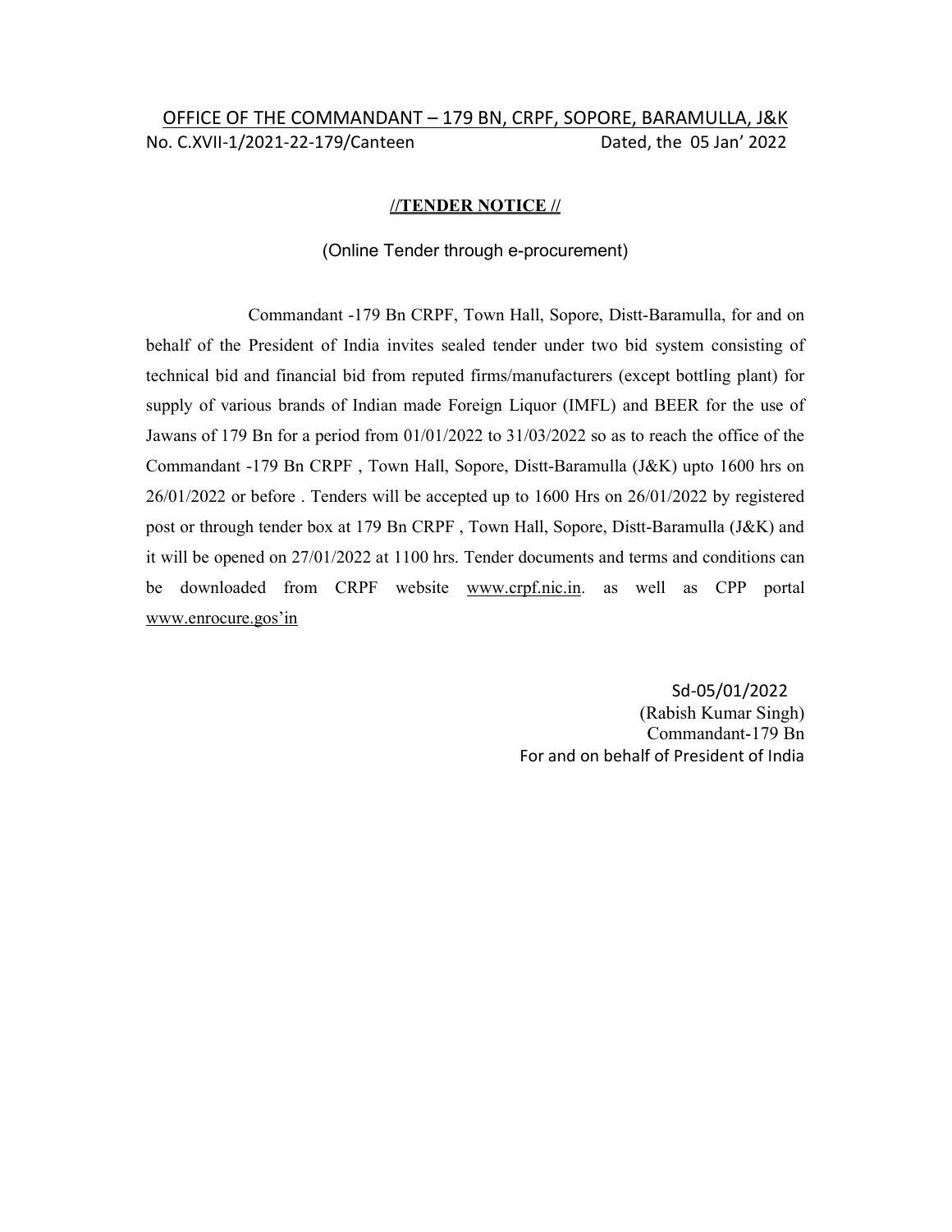# OFFICE OF THE COMMANDANT – 179 BN, CRPF, SOPORE, BARAMULLA, J&K

No. C.XVII-1/2021-22-179/Canteen                                        Dated, the 05 Jan' 2022

## //TENDER NOTICE //

(Online Tender through e-procurement)

Commandant -179 Bn CRPF, Town Hall, Sopore, Distt-Baramulla, for and on behalf of the President of India invites sealed tender under two bid system consisting of technical bid and financial bid from reputed firms/manufacturers (except bottling plant) for supply of various brands of Indian made Foreign Liquor (IMFL) and BEER for the use of Jawans of 179 Bn for a period from 01/01/2022 to 31/03/2022 so as to reach the office of the Commandant -179 Bn CRPF , Town Hall, Sopore, Distt-Baramulla (J&K) upto 1600 hrs on 26/01/2022 or before . Tenders will be accepted up to 1600 Hrs on 26/01/2022 by registered post or through tender box at 179 Bn CRPF , Town Hall, Sopore, Distt-Baramulla (J&K) and it will be opened on 27/01/2022 at 1100 hrs. Tender documents and terms and conditions can be downloaded from CRPF website www.crpf.nic.in. as well as CPP portal www.enrocure.gos'in

Sd-05/01/2022  
(Rabish Kumar Singh)  
Commandant-179 Bn  
For and on behalf of President of India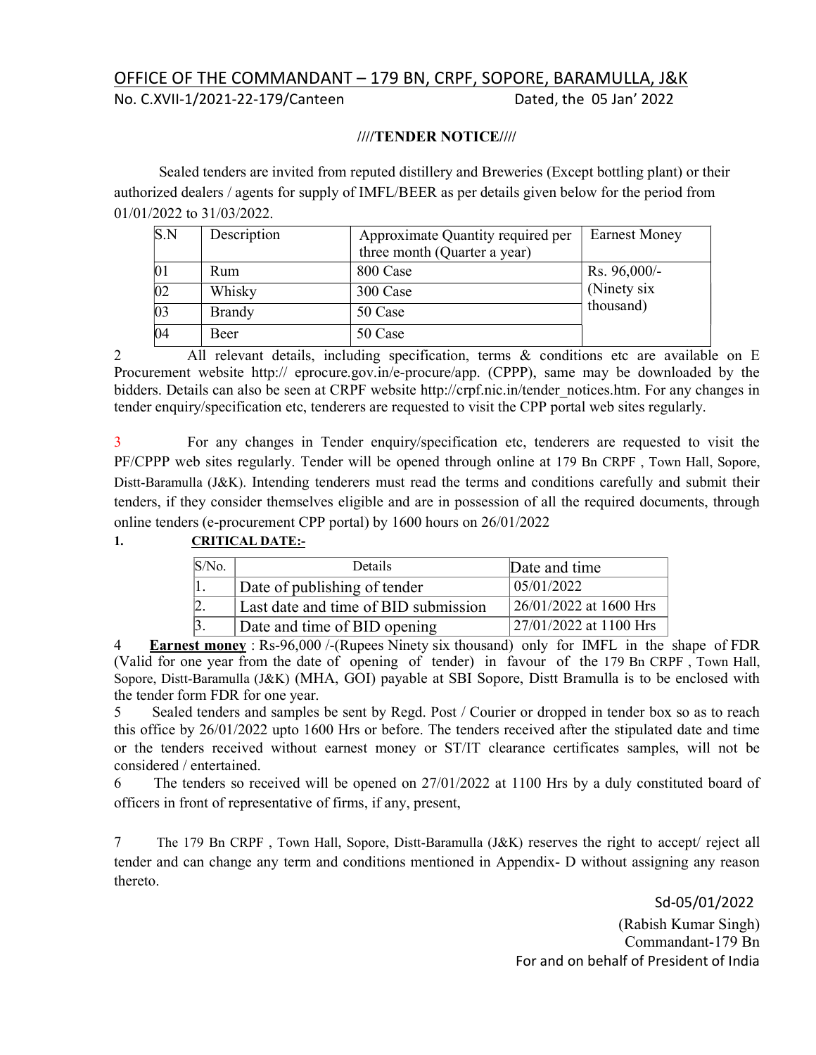# OFFICE OF THE COMMANDANT – 179 BN, CRPF, SOPORE, BARAMULLA, J&K

No. C.XVII-1/2021-22-179/Canteen Dated, the 05 Jan' 2022

**////TENDER NOTICE////**

Sealed tenders are invited from reputed distillery and Breweries (Except bottling plant) or their authorized dealers / agents for supply of IMFL/BEER as per details given below for the period from 01/01/2022 to 31/03/2022.

| S.N | Description | Approximate Quantity required per three month (Quarter a year) | Earnest Money |
|---|---|---|---|
| 01 | Rum | 800 Case | Rs. 96,000/- (Ninety six thousand) |
| 02 | Whisky | 300 Case | |
| 03 | Brandy | 50 Case | |
| 04 | Beer | 50 Case | |

2 All relevant details, including specification, terms & conditions etc are available on E Procurement website http:// eprocure.gov.in/e-procure/app. (CPPP), same may be downloaded by the bidders. Details can also be seen at CRPF website http://crpf.nic.in/tender_notices.htm. For any changes in tender enquiry/specification etc, tenderers are requested to visit the CPP portal web sites regularly.

3 For any changes in Tender enquiry/specification etc, tenderers are requested to visit the PF/CPPP web sites regularly. Tender will be opened through online at 179 Bn CRPF , Town Hall, Sopore, Distt-Baramulla (J&K). Intending tenderers must read the terms and conditions carefully and submit their tenders, if they consider themselves eligible and are in possession of all the required documents, through online tenders (e-procurement CPP portal) by 1600 hours on 26/01/2022

1. **CRITICAL DATE:-**

| S/No. | Details | Date and time |
|---|---|---|
| 1. | Date of publishing of tender | 05/01/2022 |
| 2. | Last date and time of BID submission | 26/01/2022 at 1600 Hrs |
| 3. | Date and time of BID opening | 27/01/2022 at 1100 Hrs |

4 **Earnest money** : Rs-96,000 /-(Rupees Ninety six thousand) only for IMFL in the shape of FDR (Valid for one year from the date of opening of tender) in favour of the 179 Bn CRPF , Town Hall, Sopore, Distt-Baramulla (J&K) (MHA, GOI) payable at SBI Sopore, Distt Bramulla is to be enclosed with the tender form FDR for one year.

5 Sealed tenders and samples be sent by Regd. Post / Courier or dropped in tender box so as to reach this office by 26/01/2022 upto 1600 Hrs or before. The tenders received after the stipulated date and time or the tenders received without earnest money or ST/IT clearance certificates samples, will not be considered / entertained.

6 The tenders so received will be opened on 27/01/2022 at 1100 Hrs by a duly constituted board of officers in front of representative of firms, if any, present,

7 The 179 Bn CRPF , Town Hall, Sopore, Distt-Baramulla (J&K) reserves the right to accept/ reject all tender and can change any term and conditions mentioned in Appendix- D without assigning any reason thereto.

Sd-05/01/2022

(Rabish Kumar Singh)
Commandant-179 Bn
For and on behalf of President of India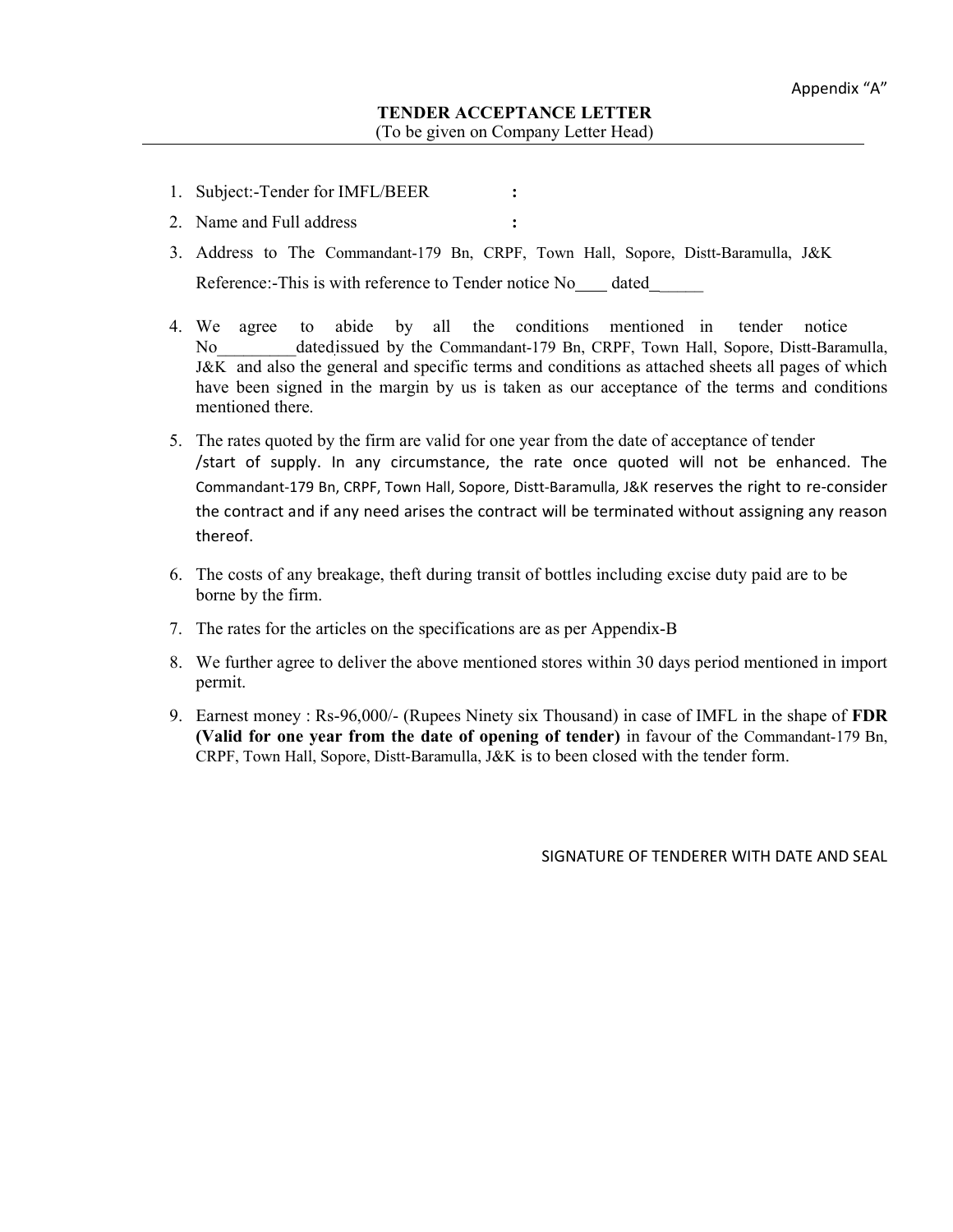Appendix "A"

**TENDER ACCEPTANCE LETTER**

(To be given on Company Letter Head)

1. Subject:-Tender for IMFL/BEER :
2. Name and Full address :
3. Address to The Commandant-179 Bn, CRPF, Town Hall, Sopore, Distt-Baramulla, J&K

   Reference:-This is with reference to Tender notice No____ dated______

4. We agree to abide by all the conditions mentioned in tender notice No_________dated issued by the Commandant-179 Bn, CRPF, Town Hall, Sopore, Distt-Baramulla, J&K and also the general and specific terms and conditions as attached sheets all pages of which have been signed in the margin by us is taken as our acceptance of the terms and conditions mentioned there.
5. The rates quoted by the firm are valid for one year from the date of acceptance of tender /start of supply. In any circumstance, the rate once quoted will not be enhanced. The Commandant-179 Bn, CRPF, Town Hall, Sopore, Distt-Baramulla, J&K reserves the right to re-consider the contract and if any need arises the contract will be terminated without assigning any reason thereof.
6. The costs of any breakage, theft during transit of bottles including excise duty paid are to be borne by the firm.
7. The rates for the articles on the specifications are as per Appendix-B
8. We further agree to deliver the above mentioned stores within 30 days period mentioned in import permit.
9. Earnest money : Rs-96,000/- (Rupees Ninety six Thousand) in case of IMFL in the shape of **FDR (Valid for one year from the date of opening of tender)** in favour of the Commandant-179 Bn, CRPF, Town Hall, Sopore, Distt-Baramulla, J&K is to been closed with the tender form.

SIGNATURE OF TENDERER WITH DATE AND SEAL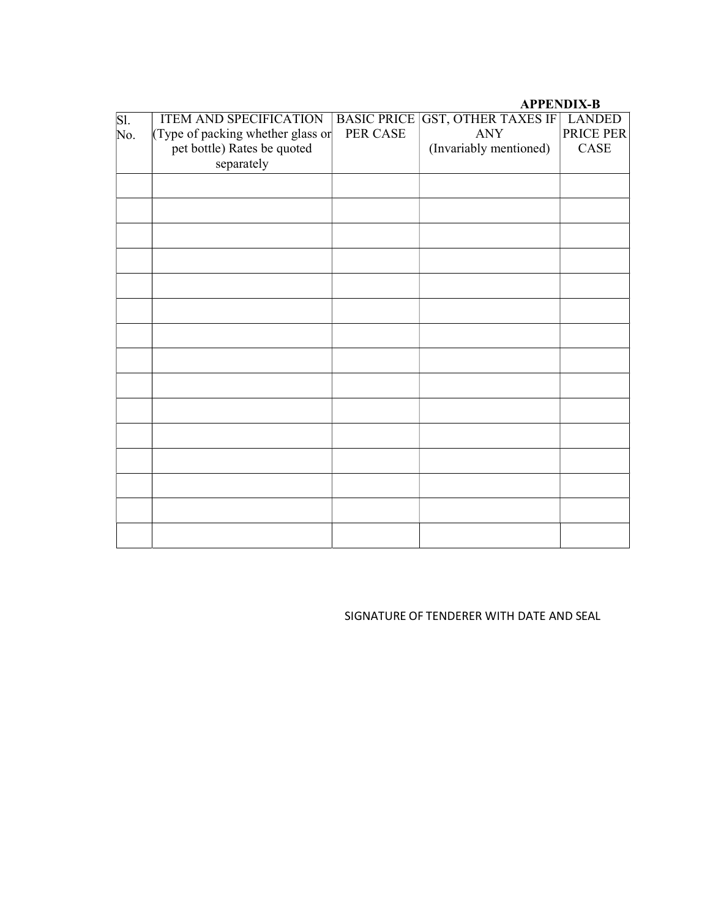**APPENDIX-B**

| Sl. No. | ITEM AND SPECIFICATION (Type of packing whether glass or pet bottle) Rates be quoted separately | BASIC PRICE PER CASE | GST, OTHER TAXES IF ANY (Invariably mentioned) | LANDED PRICE PER CASE |
|---|---|---|---|---|
| | | | | |
| | | | | |
| | | | | |
| | | | | |
| | | | | |
| | | | | |
| | | | | |
| | | | | |
| | | | | |
| | | | | |
| | | | | |
| | | | | |
| | | | | |
| | | | | |
| | | | | |

SIGNATURE OF TENDERER WITH DATE AND SEAL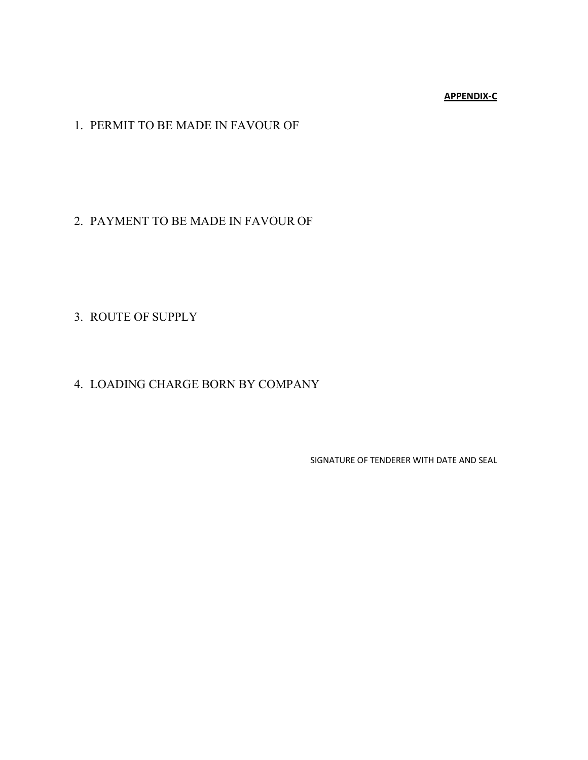**APPENDIX-C**

1. PERMIT TO BE MADE IN FAVOUR OF

2. PAYMENT TO BE MADE IN FAVOUR OF

3. ROUTE OF SUPPLY

4. LOADING CHARGE BORN BY COMPANY

SIGNATURE OF TENDERER WITH DATE AND SEAL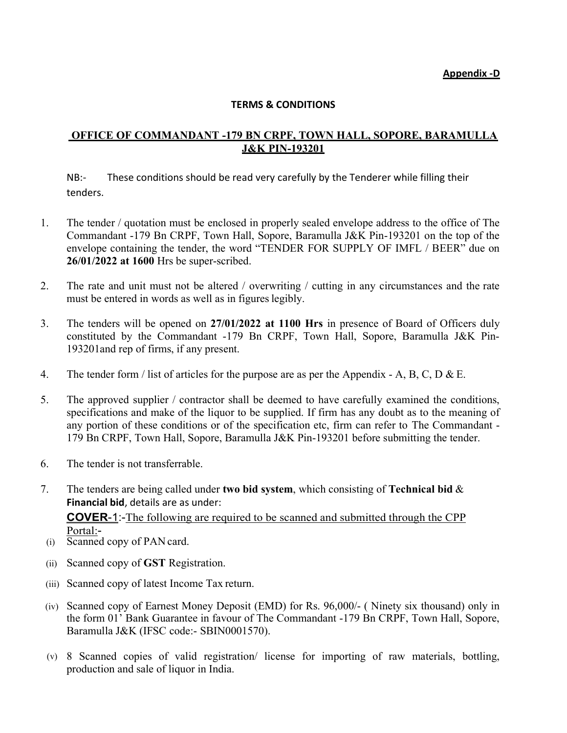**Appendix -D**

**TERMS & CONDITIONS**

**OFFICE OF COMMANDANT -179 BN CRPF, TOWN HALL, SOPORE, BARAMULLA J&K PIN-193201**

NB:- These conditions should be read very carefully by the Tenderer while filling their tenders.

1. The tender / quotation must be enclosed in properly sealed envelope address to the office of The Commandant -179 Bn CRPF, Town Hall, Sopore, Baramulla J&K Pin-193201 on the top of the envelope containing the tender, the word "TENDER FOR SUPPLY OF IMFL / BEER" due on **26/01/2022 at 1600** Hrs be super-scribed.

2. The rate and unit must not be altered / overwriting / cutting in any circumstances and the rate must be entered in words as well as in figures legibly.

3. The tenders will be opened on **27/01/2022 at 1100 Hrs** in presence of Board of Officers duly constituted by the Commandant -179 Bn CRPF, Town Hall, Sopore, Baramulla J&K Pin-193201and rep of firms, if any present.

4. The tender form / list of articles for the purpose are as per the Appendix - A, B, C, D & E.

5. The approved supplier / contractor shall be deemed to have carefully examined the conditions, specifications and make of the liquor to be supplied. If firm has any doubt as to the meaning of any portion of these conditions or of the specification etc, firm can refer to The Commandant -179 Bn CRPF, Town Hall, Sopore, Baramulla J&K Pin-193201 before submitting the tender.

6. The tender is not transferrable.

7. The tenders are being called under **two bid system**, which consisting of **Technical bid** & **Financial bid**, details are as under:

   **COVER**-1:-The following are required to be scanned and submitted through the CPP Portal:-

   (i) Scanned copy of PAN card.

   (ii) Scanned copy of **GST** Registration.

   (iii) Scanned copy of latest Income Tax return.

   (iv) Scanned copy of Earnest Money Deposit (EMD) for Rs. 96,000/- ( Ninety six thousand) only in the form 01' Bank Guarantee in favour of The Commandant -179 Bn CRPF, Town Hall, Sopore, Baramulla J&K (IFSC code:- SBIN0001570).

   (v) 8 Scanned copies of valid registration/ license for importing of raw materials, bottling, production and sale of liquor in India.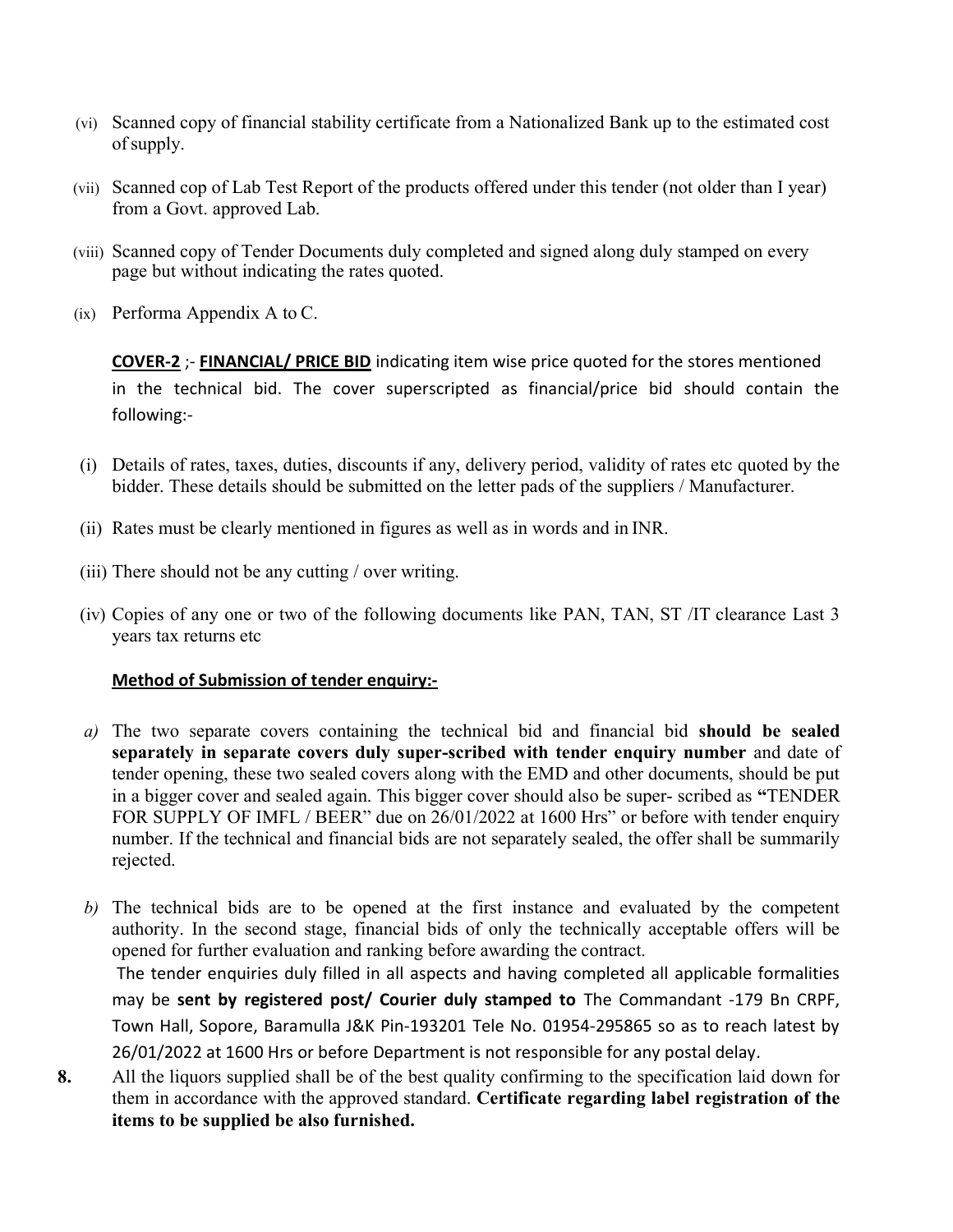(vi) Scanned copy of financial stability certificate from a Nationalized Bank up to the estimated cost of supply.

(vii) Scanned cop of Lab Test Report of the products offered under this tender (not older than I year) from a Govt. approved Lab.

(viii) Scanned copy of Tender Documents duly completed and signed along duly stamped on every page but without indicating the rates quoted.

(ix) Performa Appendix A to C.

**COVER-2** ;- **FINANCIAL/ PRICE BID** indicating item wise price quoted for the stores mentioned in the technical bid. The cover superscripted as financial/price bid should contain the following:-

(i) Details of rates, taxes, duties, discounts if any, delivery period, validity of rates etc quoted by the bidder. These details should be submitted on the letter pads of the suppliers / Manufacturer.

(ii) Rates must be clearly mentioned in figures as well as in words and in INR.

(iii) There should not be any cutting / over writing.

(iv) Copies of any one or two of the following documents like PAN, TAN, ST /IT clearance Last 3 years tax returns etc

**Method of Submission of tender enquiry:-**

*a)* The two separate covers containing the technical bid and financial bid **should be sealed separately in separate covers duly super-scribed with tender enquiry number** and date of tender opening, these two sealed covers along with the EMD and other documents, should be put in a bigger cover and sealed again. This bigger cover should also be super- scribed as **"**TENDER FOR SUPPLY OF IMFL / BEER" due on 26/01/2022 at 1600 Hrs" or before with tender enquiry number. If the technical and financial bids are not separately sealed, the offer shall be summarily rejected.

*b)* The technical bids are to be opened at the first instance and evaluated by the competent authority. In the second stage, financial bids of only the technically acceptable offers will be opened for further evaluation and ranking before awarding the contract.
The tender enquiries duly filled in all aspects and having completed all applicable formalities may be **sent by registered post/ Courier duly stamped to** The Commandant -179 Bn CRPF, Town Hall, Sopore, Baramulla J&K Pin-193201 Tele No. 01954-295865 so as to reach latest by 26/01/2022 at 1600 Hrs or before Department is not responsible for any postal delay.

**8.** All the liquors supplied shall be of the best quality confirming to the specification laid down for them in accordance with the approved standard. **Certificate regarding label registration of the items to be supplied be also furnished.**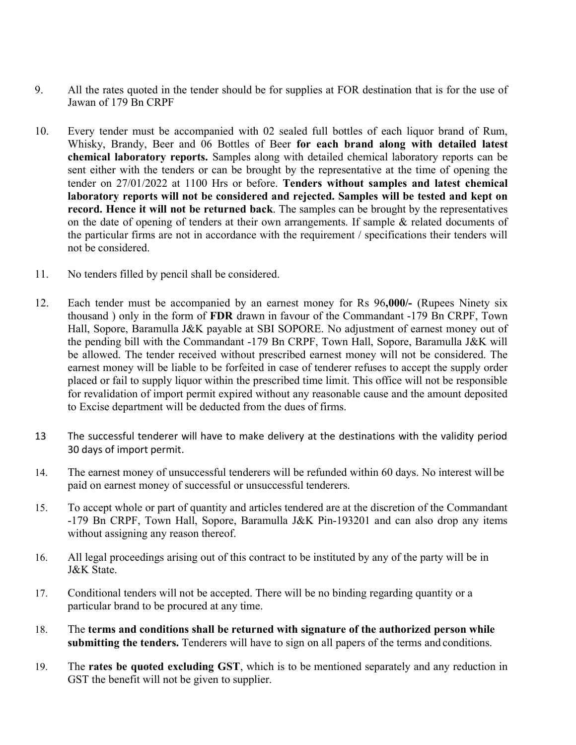9. All the rates quoted in the tender should be for supplies at FOR destination that is for the use of Jawan of 179 Bn CRPF

10. Every tender must be accompanied with 02 sealed full bottles of each liquor brand of Rum, Whisky, Brandy, Beer and 06 Bottles of Beer **for each brand along with detailed latest chemical laboratory reports.** Samples along with detailed chemical laboratory reports can be sent either with the tenders or can be brought by the representative at the time of opening the tender on 27/01/2022 at 1100 Hrs or before. **Tenders without samples and latest chemical laboratory reports will not be considered and rejected. Samples will be tested and kept on record. Hence it will not be returned back**. The samples can be brought by the representatives on the date of opening of tenders at their own arrangements. If sample & related documents of the particular firms are not in accordance with the requirement / specifications their tenders will not be considered.

11. No tenders filled by pencil shall be considered.

12. Each tender must be accompanied by an earnest money for Rs 96**,000/-** (Rupees Ninety six thousand ) only in the form of **FDR** drawn in favour of the Commandant -179 Bn CRPF, Town Hall, Sopore, Baramulla J&K payable at SBI SOPORE. No adjustment of earnest money out of the pending bill with the Commandant -179 Bn CRPF, Town Hall, Sopore, Baramulla J&K will be allowed. The tender received without prescribed earnest money will not be considered. The earnest money will be liable to be forfeited in case of tenderer refuses to accept the supply order placed or fail to supply liquor within the prescribed time limit. This office will not be responsible for revalidation of import permit expired without any reasonable cause and the amount deposited to Excise department will be deducted from the dues of firms.

13. The successful tenderer will have to make delivery at the destinations with the validity period 30 days of import permit.

14. The earnest money of unsuccessful tenderers will be refunded within 60 days. No interest will be paid on earnest money of successful or unsuccessful tenderers.

15. To accept whole or part of quantity and articles tendered are at the discretion of the Commandant -179 Bn CRPF, Town Hall, Sopore, Baramulla J&K Pin-193201 and can also drop any items without assigning any reason thereof.

16. All legal proceedings arising out of this contract to be instituted by any of the party will be in J&K State.

17. Conditional tenders will not be accepted. There will be no binding regarding quantity or a particular brand to be procured at any time.

18. The **terms and conditions shall be returned with signature of the authorized person while submitting the tenders.** Tenderers will have to sign on all papers of the terms and conditions.

19. The **rates be quoted excluding GST**, which is to be mentioned separately and any reduction in GST the benefit will not be given to supplier.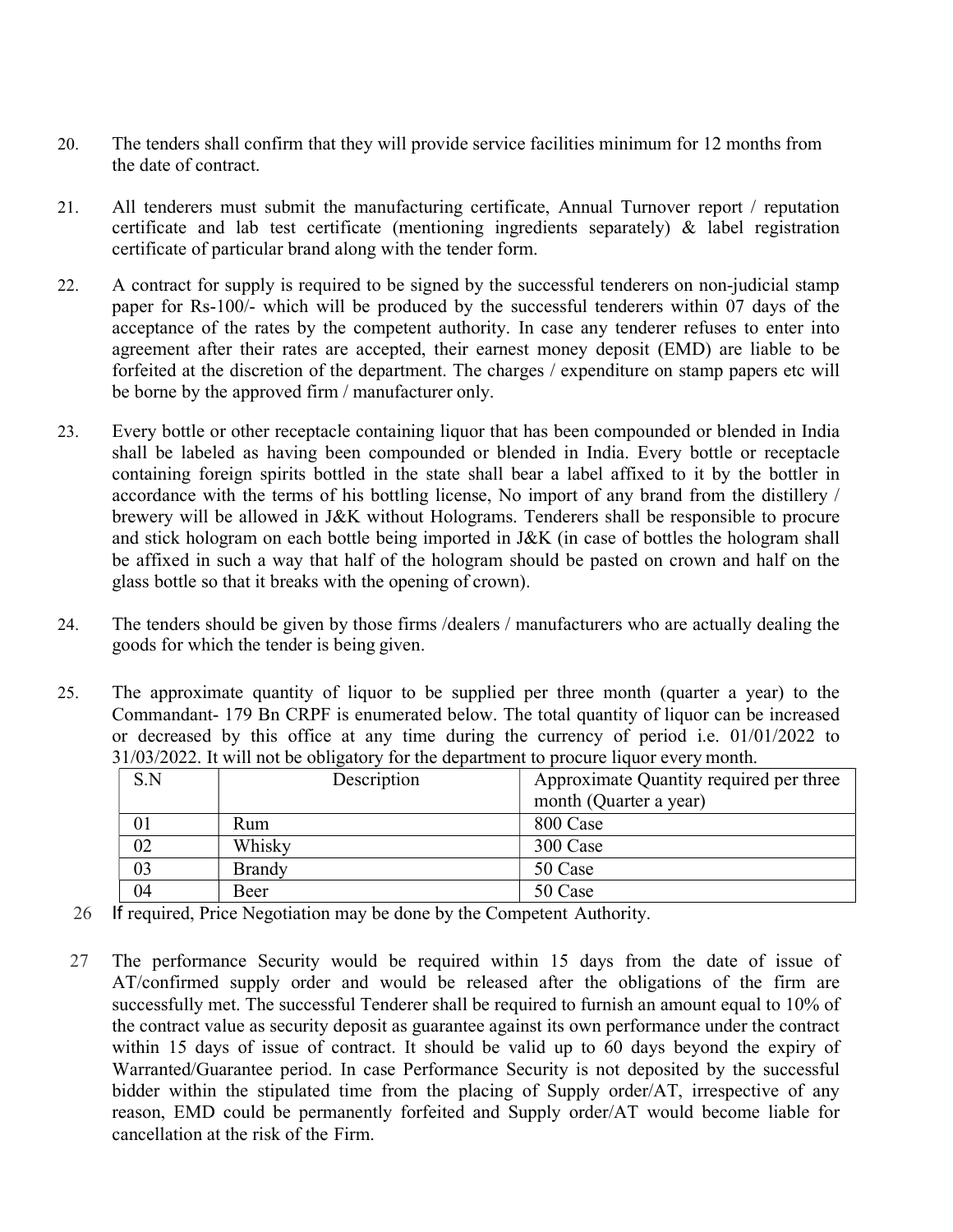20. The tenders shall confirm that they will provide service facilities minimum for 12 months from the date of contract.

21. All tenderers must submit the manufacturing certificate, Annual Turnover report / reputation certificate and lab test certificate (mentioning ingredients separately) & label registration certificate of particular brand along with the tender form.

22. A contract for supply is required to be signed by the successful tenderers on non-judicial stamp paper for Rs-100/- which will be produced by the successful tenderers within 07 days of the acceptance of the rates by the competent authority. In case any tenderer refuses to enter into agreement after their rates are accepted, their earnest money deposit (EMD) are liable to be forfeited at the discretion of the department. The charges / expenditure on stamp papers etc will be borne by the approved firm / manufacturer only.

23. Every bottle or other receptacle containing liquor that has been compounded or blended in India shall be labeled as having been compounded or blended in India. Every bottle or receptacle containing foreign spirits bottled in the state shall bear a label affixed to it by the bottler in accordance with the terms of his bottling license, No import of any brand from the distillery / brewery will be allowed in J&K without Holograms. Tenderers shall be responsible to procure and stick hologram on each bottle being imported in J&K (in case of bottles the hologram shall be affixed in such a way that half of the hologram should be pasted on crown and half on the glass bottle so that it breaks with the opening of crown).

24. The tenders should be given by those firms /dealers / manufacturers who are actually dealing the goods for which the tender is being given.

25. The approximate quantity of liquor to be supplied per three month (quarter a year) to the Commandant- 179 Bn CRPF is enumerated below. The total quantity of liquor can be increased or decreased by this office at any time during the currency of period i.e. 01/01/2022 to 31/03/2022. It will not be obligatory for the department to procure liquor every month.

| S.N | Description | Approximate Quantity required per three month (Quarter a year) |
|---|---|---|
| 01 | Rum | 800 Case |
| 02 | Whisky | 300 Case |
| 03 | Brandy | 50 Case |
| 04 | Beer | 50 Case |

26 If required, Price Negotiation may be done by the Competent Authority.

27 The performance Security would be required within 15 days from the date of issue of AT/confirmed supply order and would be released after the obligations of the firm are successfully met. The successful Tenderer shall be required to furnish an amount equal to 10% of the contract value as security deposit as guarantee against its own performance under the contract within 15 days of issue of contract. It should be valid up to 60 days beyond the expiry of Warranted/Guarantee period. In case Performance Security is not deposited by the successful bidder within the stipulated time from the placing of Supply order/AT, irrespective of any reason, EMD could be permanently forfeited and Supply order/AT would become liable for cancellation at the risk of the Firm.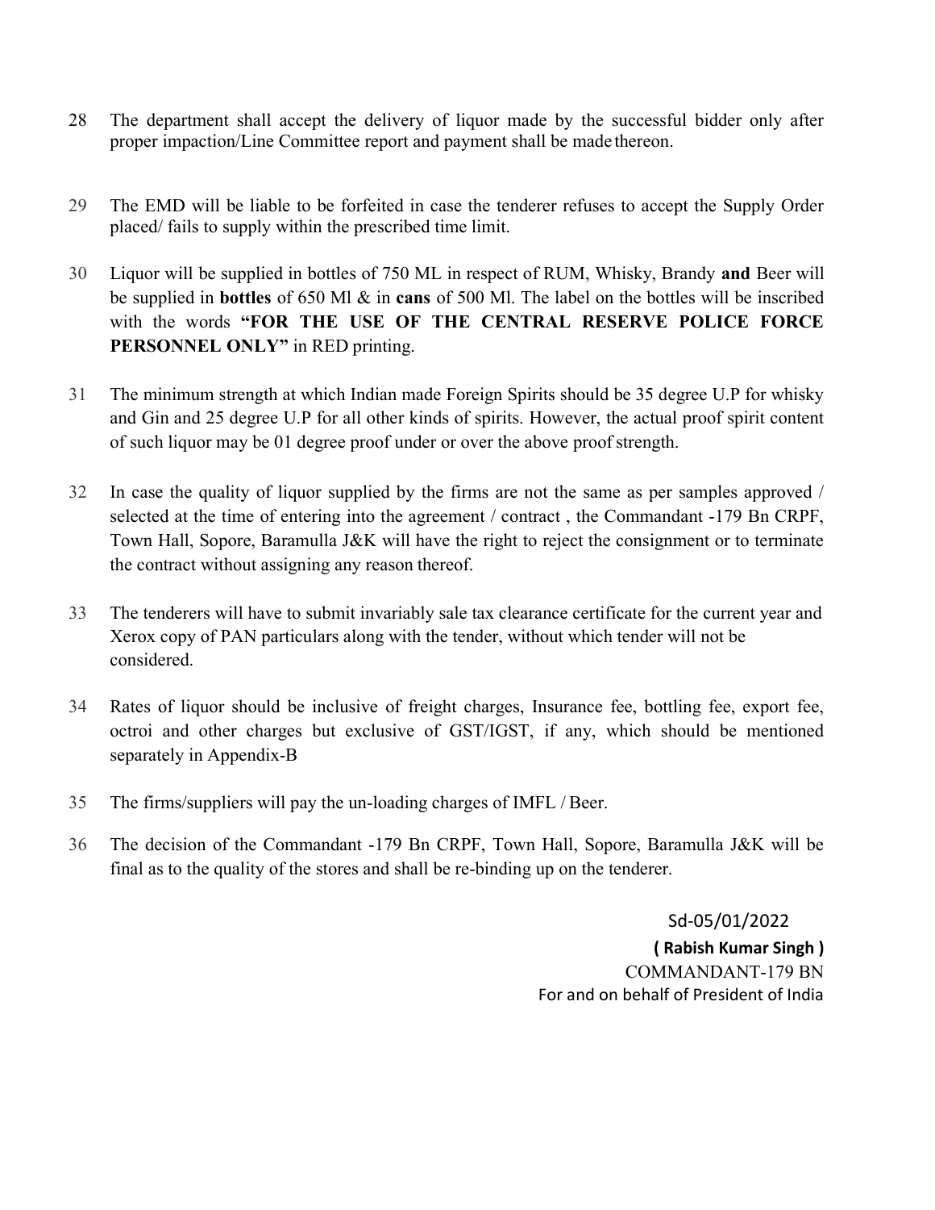28. The department shall accept the delivery of liquor made by the successful bidder only after proper impaction/Line Committee report and payment shall be made thereon.

29. The EMD will be liable to be forfeited in case the tenderer refuses to accept the Supply Order placed/ fails to supply within the prescribed time limit.

30. Liquor will be supplied in bottles of 750 ML in respect of RUM, Whisky, Brandy **and** Beer will be supplied in **bottles** of 650 Ml & in **cans** of 500 Ml. The label on the bottles will be inscribed with the words **"FOR THE USE OF THE CENTRAL RESERVE POLICE FORCE PERSONNEL ONLY"** in RED printing.

31. The minimum strength at which Indian made Foreign Spirits should be 35 degree U.P for whisky and Gin and 25 degree U.P for all other kinds of spirits. However, the actual proof spirit content of such liquor may be 01 degree proof under or over the above proof strength.

32. In case the quality of liquor supplied by the firms are not the same as per samples approved / selected at the time of entering into the agreement / contract , the Commandant -179 Bn CRPF, Town Hall, Sopore, Baramulla J&K will have the right to reject the consignment or to terminate the contract without assigning any reason thereof.

33. The tenderers will have to submit invariably sale tax clearance certificate for the current year and Xerox copy of PAN particulars along with the tender, without which tender will not be considered.

34. Rates of liquor should be inclusive of freight charges, Insurance fee, bottling fee, export fee, octroi and other charges but exclusive of GST/IGST, if any, which should be mentioned separately in Appendix-B

35. The firms/suppliers will pay the un-loading charges of IMFL / Beer.

36. The decision of the Commandant -179 Bn CRPF, Town Hall, Sopore, Baramulla J&K will be final as to the quality of the stores and shall be re-binding up on the tenderer.

Sd-05/01/2022

**( Rabish Kumar Singh )**

COMMANDANT-179 BN

For and on behalf of President of India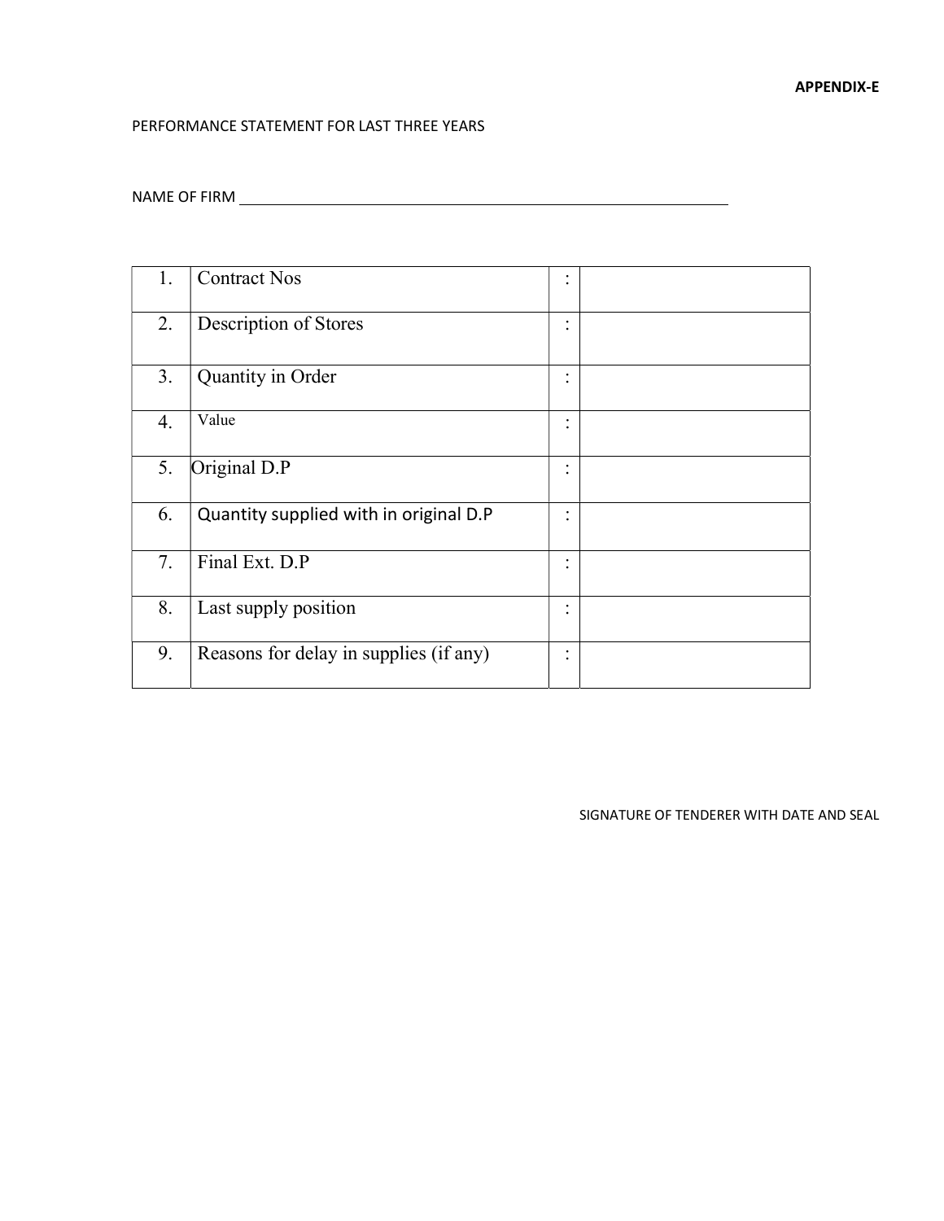**APPENDIX-E**

PERFORMANCE STATEMENT FOR LAST THREE YEARS

NAME OF FIRM ______________________________________________

| | | | |
|---|---|---|---|
| 1. | Contract Nos | : | |
| 2. | Description of Stores | : | |
| 3. | Quantity in Order | : | |
| 4. | Value | : | |
| 5. | Original D.P | : | |
| 6. | Quantity supplied with in original D.P | : | |
| 7. | Final Ext. D.P | : | |
| 8. | Last supply position | : | |
| 9. | Reasons for delay in supplies (if any) | : | |

SIGNATURE OF TENDERER WITH DATE AND SEAL